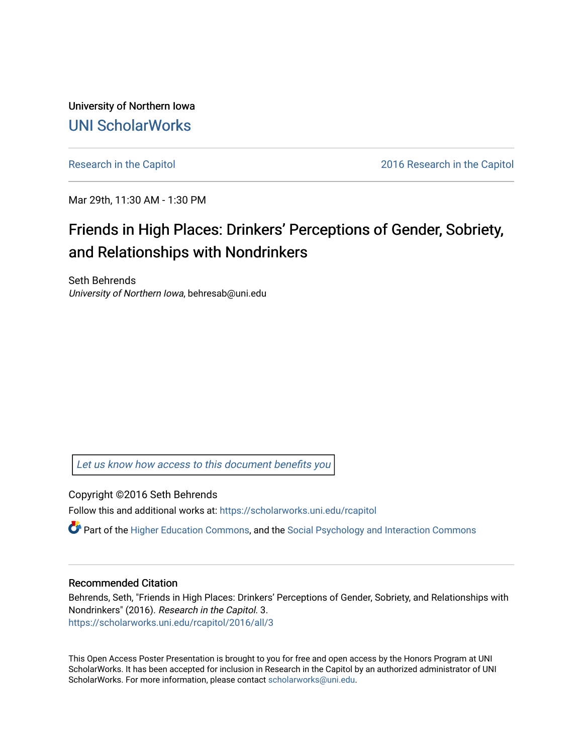University of Northern Iowa

UNI ScholarWorks

Research in the Capitol | 2016 Research in the Capitol

Mar 29th, 11:30 AM - 1:30 PM

# Friends in High Places: Drinkers' Perceptions of Gender, Sobriety, and Relationships with Nondrinkers

Seth Behrends
*University of Northern Iowa*, behresab@uni.edu

*Let us know how access to this document benefits you*

Copyright ©2016 Seth Behrends

Follow this and additional works at: https://scholarworks.uni.edu/rcapitol

Part of the Higher Education Commons, and the Social Psychology and Interaction Commons

## Recommended Citation

Behrends, Seth, "Friends in High Places: Drinkers' Perceptions of Gender, Sobriety, and Relationships with Nondrinkers" (2016). *Research in the Capitol*. 3.
https://scholarworks.uni.edu/rcapitol/2016/all/3

This Open Access Poster Presentation is brought to you for free and open access by the Honors Program at UNI ScholarWorks. It has been accepted for inclusion in Research in the Capitol by an authorized administrator of UNI ScholarWorks. For more information, please contact scholarworks@uni.edu.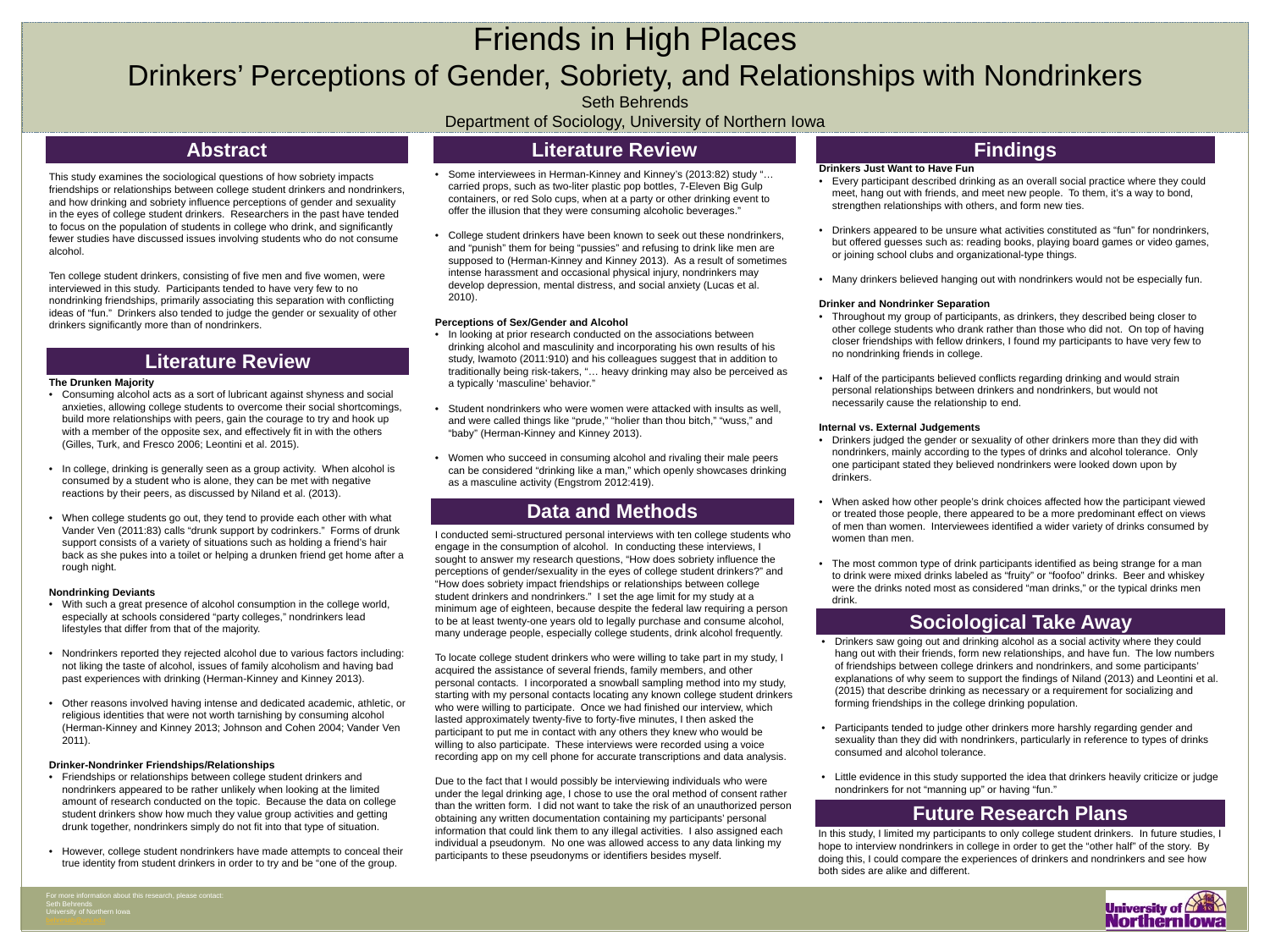# Friends in High Places

## Drinkers' Perceptions of Gender, Sobriety, and Relationships with Nondrinkers

Seth Behrends

Department of Sociology, University of Northern Iowa

## Abstract

This study examines the sociological questions of how sobriety impacts friendships or relationships between college student drinkers and nondrinkers, and how drinking and sobriety influence perceptions of gender and sexuality in the eyes of college student drinkers. Researchers in the past have tended to focus on the population of students in college who drink, and significantly fewer studies have discussed issues involving students who do not consume alcohol.

Ten college student drinkers, consisting of five men and five women, were interviewed in this study. Participants tended to have very few to no nondrinking friendships, primarily associating this separation with conflicting ideas of "fun." Drinkers also tended to judge the gender or sexuality of other drinkers significantly more than of nondrinkers.

## Literature Review

**The Drunken Majority**

- Consuming alcohol acts as a sort of lubricant against shyness and social anxieties, allowing college students to overcome their social shortcomings, build more relationships with peers, gain the courage to try and hook up with a member of the opposite sex, and effectively fit in with the others (Gilles, Turk, and Fresco 2006; Leontini et al. 2015).
- In college, drinking is generally seen as a group activity. When alcohol is consumed by a student who is alone, they can be met with negative reactions by their peers, as discussed by Niland et al. (2013).
- When college students go out, they tend to provide each other with what Vander Ven (2011:83) calls "drunk support by codrinkers." Forms of drunk support consists of a variety of situations such as holding a friend's hair back as she pukes into a toilet or helping a drunken friend get home after a rough night.

**Nondrinking Deviants**

- With such a great presence of alcohol consumption in the college world, especially at schools considered "party colleges," nondrinkers lead lifestyles that differ from that of the majority.
- Nondrinkers reported they rejected alcohol due to various factors including: not liking the taste of alcohol, issues of family alcoholism and having bad past experiences with drinking (Herman-Kinney and Kinney 2013).
- Other reasons involved having intense and dedicated academic, athletic, or religious identities that were not worth tarnishing by consuming alcohol (Herman-Kinney and Kinney 2013; Johnson and Cohen 2004; Vander Ven 2011).

**Drinker-Nondrinker Friendships/Relationships**

- Friendships or relationships between college student drinkers and nondrinkers appeared to be rather unlikely when looking at the limited amount of research conducted on the topic. Because the data on college student drinkers show how much they value group activities and getting drunk together, nondrinkers simply do not fit into that type of situation.
- However, college student nondrinkers have made attempts to conceal their true identity from student drinkers in order to try and be "one of the group.

## Literature Review

- Some interviewees in Herman-Kinney and Kinney's (2013:82) study "… carried props, such as two-liter plastic pop bottles, 7-Eleven Big Gulp containers, or red Solo cups, when at a party or other drinking event to offer the illusion that they were consuming alcoholic beverages."
- College student drinkers have been known to seek out these nondrinkers, and "punish" them for being "pussies" and refusing to drink like men are supposed to (Herman-Kinney and Kinney 2013). As a result of sometimes intense harassment and occasional physical injury, nondrinkers may develop depression, mental distress, and social anxiety (Lucas et al. 2010).

**Perceptions of Sex/Gender and Alcohol**

- In looking at prior research conducted on the associations between drinking alcohol and masculinity and incorporating his own results of his study, Iwamoto (2011:910) and his colleagues suggest that in addition to traditionally being risk-takers, "… heavy drinking may also be perceived as a typically 'masculine' behavior."
- Student nondrinkers who were women were attacked with insults as well, and were called things like "prude," "holier than thou bitch," "wuss," and "baby" (Herman-Kinney and Kinney 2013).
- Women who succeed in consuming alcohol and rivaling their male peers can be considered "drinking like a man," which openly showcases drinking as a masculine activity (Engstrom 2012:419).

## Data and Methods

I conducted semi-structured personal interviews with ten college students who engage in the consumption of alcohol. In conducting these interviews, I sought to answer my research questions, "How does sobriety influence the perceptions of gender/sexuality in the eyes of college student drinkers?" and "How does sobriety impact friendships or relationships between college student drinkers and nondrinkers." I set the age limit for my study at a minimum age of eighteen, because despite the federal law requiring a person to be at least twenty-one years old to legally purchase and consume alcohol, many underage people, especially college students, drink alcohol frequently.

To locate college student drinkers who were willing to take part in my study, I acquired the assistance of several friends, family members, and other personal contacts. I incorporated a snowball sampling method into my study, starting with my personal contacts locating any known college student drinkers who were willing to participate. Once we had finished our interview, which lasted approximately twenty-five to forty-five minutes, I then asked the participant to put me in contact with any others they knew who would be willing to also participate. These interviews were recorded using a voice recording app on my cell phone for accurate transcriptions and data analysis.

Due to the fact that I would possibly be interviewing individuals who were under the legal drinking age, I chose to use the oral method of consent rather than the written form. I did not want to take the risk of an unauthorized person obtaining any written documentation containing my participants' personal information that could link them to any illegal activities. I also assigned each individual a pseudonym. No one was allowed access to any data linking my participants to these pseudonyms or identifiers besides myself.

## Findings

**Drinkers Just Want to Have Fun**

- Every participant described drinking as an overall social practice where they could meet, hang out with friends, and meet new people. To them, it's a way to bond, strengthen relationships with others, and form new ties.
- Drinkers appeared to be unsure what activities constituted as "fun" for nondrinkers, but offered guesses such as: reading books, playing board games or video games, or joining school clubs and organizational-type things.
- Many drinkers believed hanging out with nondrinkers would not be especially fun.

**Drinker and Nondrinker Separation**

- Throughout my group of participants, as drinkers, they described being closer to other college students who drank rather than those who did not. On top of having closer friendships with fellow drinkers, I found my participants to have very few to no nondrinking friends in college.
- Half of the participants believed conflicts regarding drinking and would strain personal relationships between drinkers and nondrinkers, but would not necessarily cause the relationship to end.

**Internal vs. External Judgements**

- Drinkers judged the gender or sexuality of other drinkers more than they did with nondrinkers, mainly according to the types of drinks and alcohol tolerance. Only one participant stated they believed nondrinkers were looked down upon by drinkers.
- When asked how other people's drink choices affected how the participant viewed or treated those people, there appeared to be a more predominant effect on views of men than women. Interviewees identified a wider variety of drinks consumed by women than men.
- The most common type of drink participants identified as being strange for a man to drink were mixed drinks labeled as "fruity" or "foofoo" drinks. Beer and whiskey were the drinks noted most as considered "man drinks," or the typical drinks men drink.

## Sociological Take Away

- Drinkers saw going out and drinking alcohol as a social activity where they could hang out with their friends, form new relationships, and have fun. The low numbers of friendships between college drinkers and nondrinkers, and some participants' explanations of why seem to support the findings of Niland (2013) and Leontini et al. (2015) that describe drinking as necessary or a requirement for socializing and forming friendships in the college drinking population.
- Participants tended to judge other drinkers more harshly regarding gender and sexuality than they did with nondrinkers, particularly in reference to types of drinks consumed and alcohol tolerance.
- Little evidence in this study supported the idea that drinkers heavily criticize or judge nondrinkers for not "manning up" or having "fun."

## Future Research Plans

In this study, I limited my participants to only college student drinkers. In future studies, I hope to interview nondrinkers in college in order to get the "other half" of the story. By doing this, I could compare the experiences of drinkers and nondrinkers and see how both sides are alike and different.

For more information about this research, please contact:
Seth Behrends
University of Northern Iowa

University of Northern Iowa